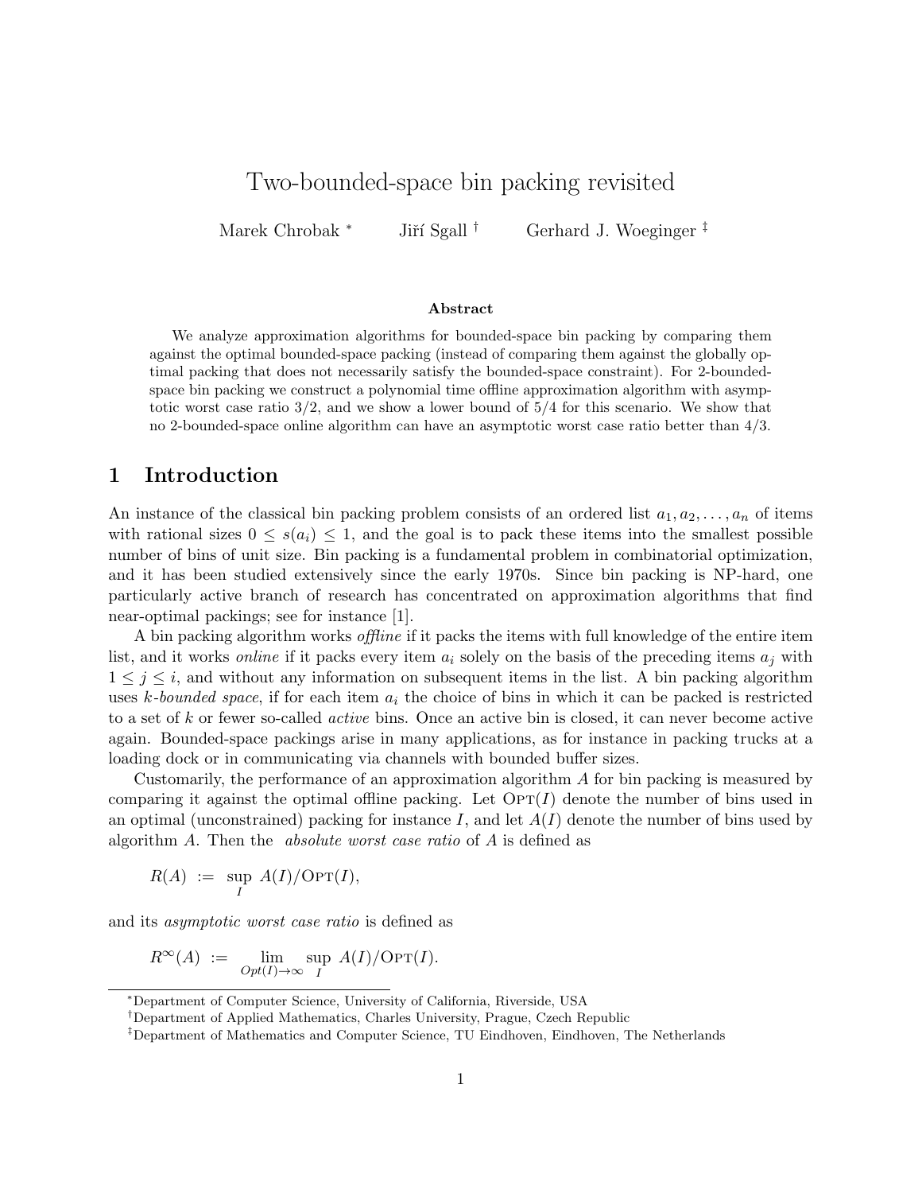# Two-bounded-space bin packing revisited

Marek Chrobak [*] Jiří Sgall [†] Gerhard J. Woeginger [‡]

### Abstract

We analyze approximation algorithms for bounded-space bin packing by comparing them against the optimal bounded-space packing (instead of comparing them against the globally optimal packing that does not necessarily satisfy the bounded-space constraint). For 2-bounded-space bin packing we construct a polynomial time offline approximation algorithm with asymptotic worst case ratio 3/2, and we show a lower bound of 5/4 for this scenario. We show that no 2-bounded-space online algorithm can have an asymptotic worst case ratio better than 4/3.

## 1 Introduction

An instance of the classical bin packing problem consists of an ordered list $a_1, a_2, \ldots, a_n$ of items with rational sizes $0 \le s(a_i) \le 1$, and the goal is to pack these items into the smallest possible number of bins of unit size. Bin packing is a fundamental problem in combinatorial optimization, and it has been studied extensively since the early 1970s. Since bin packing is NP-hard, one particularly active branch of research has concentrated on approximation algorithms that find near-optimal packings; see for instance [1].

A bin packing algorithm works *offline* if it packs the items with full knowledge of the entire item list, and it works *online* if it packs every item $a_i$ solely on the basis of the preceding items $a_j$ with $1 \le j \le i$, and without any information on subsequent items in the list. A bin packing algorithm uses *k-bounded space*, if for each item $a_i$ the choice of bins in which it can be packed is restricted to a set of $k$ or fewer so-called *active* bins. Once an active bin is closed, it can never become active again. Bounded-space packings arise in many applications, as for instance in packing trucks at a loading dock or in communicating via channels with bounded buffer sizes.

Customarily, the performance of an approximation algorithm $A$ for bin packing is measured by comparing it against the optimal offline packing. Let $\textsc{Opt}(I)$ denote the number of bins used in an optimal (unconstrained) packing for instance $I$, and let $A(I)$ denote the number of bins used by algorithm $A$. Then the *absolute worst case ratio* of $A$ is defined as

$$R(A) \;:=\; \sup_I \; A(I)/\textsc{Opt}(I),$$

and its *asymptotic worst case ratio* is defined as

$$R^\infty(A) \;:=\; \lim_{Opt(I)\to\infty} \; \sup_I \; A(I)/\textsc{Opt}(I).$$

---

[*] Department of Computer Science, University of California, Riverside, USA

[†] Department of Applied Mathematics, Charles University, Prague, Czech Republic

[‡] Department of Mathematics and Computer Science, TU Eindhoven, Eindhoven, The Netherlands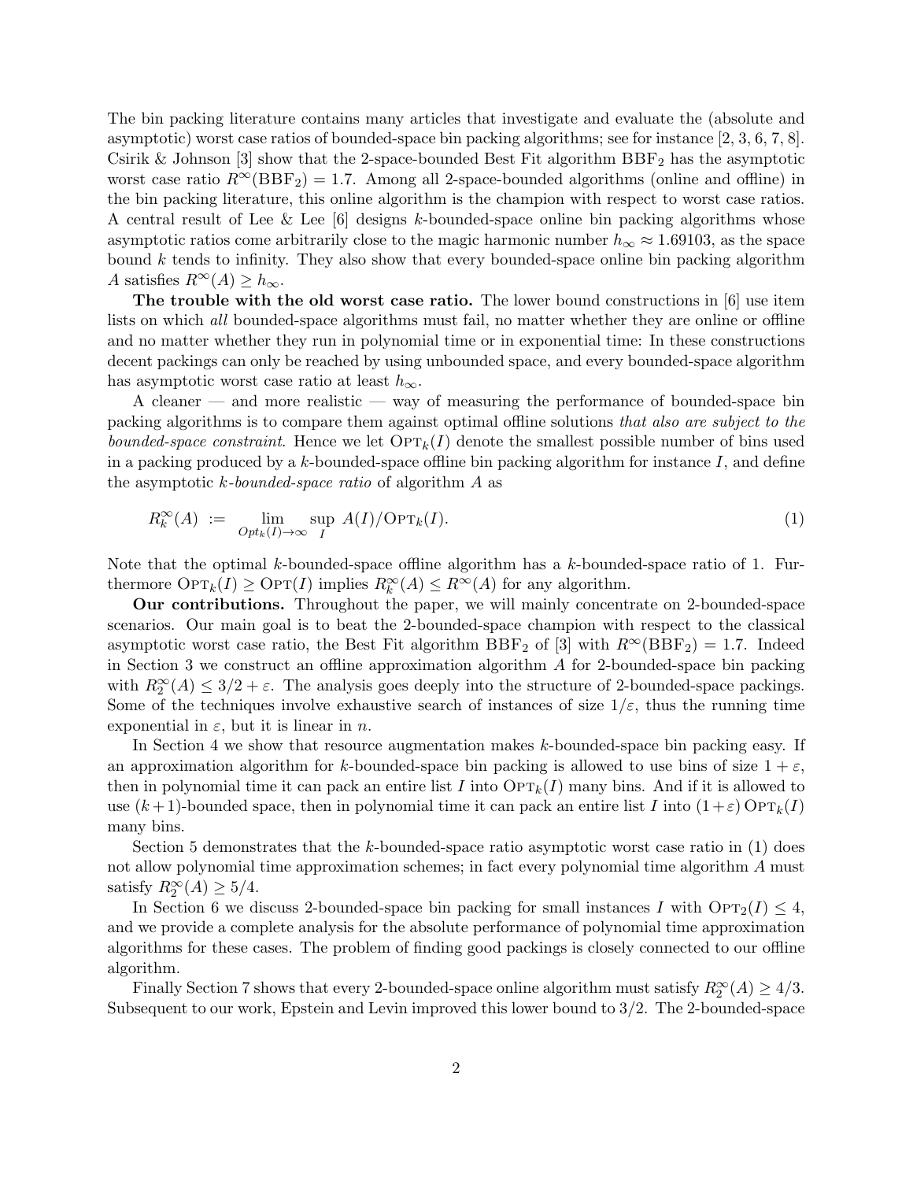The bin packing literature contains many articles that investigate and evaluate the (absolute and asymptotic) worst case ratios of bounded-space bin packing algorithms; see for instance [2, 3, 6, 7, 8]. Csirik & Johnson [3] show that the 2-space-bounded Best Fit algorithm $\mathrm{BBF}_2$ has the asymptotic worst case ratio $R^\infty(\mathrm{BBF}_2) = 1.7$. Among all 2-space-bounded algorithms (online and offline) in the bin packing literature, this online algorithm is the champion with respect to worst case ratios. A central result of Lee & Lee [6] designs $k$-bounded-space online bin packing algorithms whose asymptotic ratios come arbitrarily close to the magic harmonic number $h_\infty \approx 1.69103$, as the space bound $k$ tends to infinity. They also show that every bounded-space online bin packing algorithm $A$ satisfies $R^\infty(A) \geq h_\infty$.

**The trouble with the old worst case ratio.** The lower bound constructions in [6] use item lists on which *all* bounded-space algorithms must fail, no matter whether they are online or offline and no matter whether they run in polynomial time or in exponential time: In these constructions decent packings can only be reached by using unbounded space, and every bounded-space algorithm has asymptotic worst case ratio at least $h_\infty$.

A cleaner — and more realistic — way of measuring the performance of bounded-space bin packing algorithms is to compare them against optimal offline solutions *that also are subject to the bounded-space constraint*. Hence we let $\mathrm{OPT}_k(I)$ denote the smallest possible number of bins used in a packing produced by a $k$-bounded-space offline bin packing algorithm for instance $I$, and define the asymptotic $k$*-bounded-space ratio* of algorithm $A$ as

$$R_k^\infty(A) \;:=\; \lim_{Opt_k(I)\to\infty} \sup_I \; A(I)/\mathrm{OPT}_k(I). \tag{1}$$

Note that the optimal $k$-bounded-space offline algorithm has a $k$-bounded-space ratio of 1. Furthermore $\mathrm{OPT}_k(I) \geq \mathrm{OPT}(I)$ implies $R_k^\infty(A) \leq R^\infty(A)$ for any algorithm.

**Our contributions.** Throughout the paper, we will mainly concentrate on 2-bounded-space scenarios. Our main goal is to beat the 2-bounded-space champion with respect to the classical asymptotic worst case ratio, the Best Fit algorithm $\mathrm{BBF}_2$ of [3] with $R^\infty(\mathrm{BBF}_2) = 1.7$. Indeed in Section 3 we construct an offline approximation algorithm $A$ for 2-bounded-space bin packing with $R_2^\infty(A) \leq 3/2 + \varepsilon$. The analysis goes deeply into the structure of 2-bounded-space packings. Some of the techniques involve exhaustive search of instances of size $1/\varepsilon$, thus the running time exponential in $\varepsilon$, but it is linear in $n$.

In Section 4 we show that resource augmentation makes $k$-bounded-space bin packing easy. If an approximation algorithm for $k$-bounded-space bin packing is allowed to use bins of size $1+\varepsilon$, then in polynomial time it can pack an entire list $I$ into $\mathrm{OPT}_k(I)$ many bins. And if it is allowed to use $(k+1)$-bounded space, then in polynomial time it can pack an entire list $I$ into $(1+\varepsilon)\,\mathrm{OPT}_k(I)$ many bins.

Section 5 demonstrates that the $k$-bounded-space ratio asymptotic worst case ratio in (1) does not allow polynomial time approximation schemes; in fact every polynomial time algorithm $A$ must satisfy $R_2^\infty(A) \geq 5/4$.

In Section 6 we discuss 2-bounded-space bin packing for small instances $I$ with $\mathrm{OPT}_2(I) \leq 4$, and we provide a complete analysis for the absolute performance of polynomial time approximation algorithms for these cases. The problem of finding good packings is closely connected to our offline algorithm.

Finally Section 7 shows that every 2-bounded-space online algorithm must satisfy $R_2^\infty(A) \geq 4/3$. Subsequent to our work, Epstein and Levin improved this lower bound to 3/2. The 2-bounded-space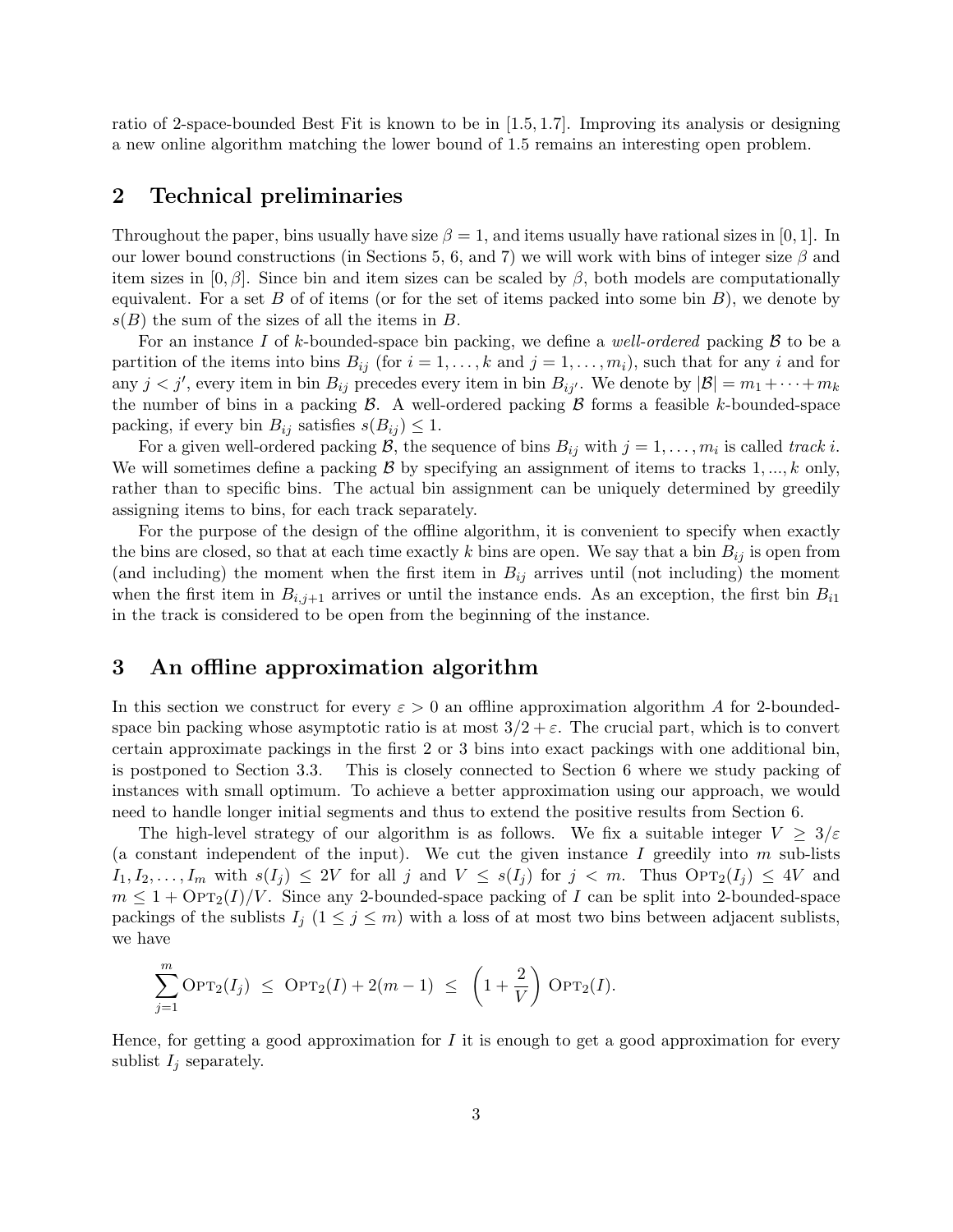ratio of 2-space-bounded Best Fit is known to be in $[1.5, 1.7]$. Improving its analysis or designing a new online algorithm matching the lower bound of 1.5 remains an interesting open problem.

## 2 Technical preliminaries

Throughout the paper, bins usually have size $\beta = 1$, and items usually have rational sizes in $[0, 1]$. In our lower bound constructions (in Sections 5, 6, and 7) we will work with bins of integer size $\beta$ and item sizes in $[0, \beta]$. Since bin and item sizes can be scaled by $\beta$, both models are computationally equivalent. For a set $B$ of of items (or for the set of items packed into some bin $B$), we denote by $s(B)$ the sum of the sizes of all the items in $B$.

For an instance $I$ of $k$-bounded-space bin packing, we define a *well-ordered* packing $\mathcal{B}$ to be a partition of the items into bins $B_{ij}$ (for $i = 1, \ldots, k$ and $j = 1, \ldots, m_i$), such that for any $i$ and for any $j < j'$, every item in bin $B_{ij}$ precedes every item in bin $B_{ij'}$. We denote by $|\mathcal{B}| = m_1 + \cdots + m_k$ the number of bins in a packing $\mathcal{B}$. A well-ordered packing $\mathcal{B}$ forms a feasible $k$-bounded-space packing, if every bin $B_{ij}$ satisfies $s(B_{ij}) \leq 1$.

For a given well-ordered packing $\mathcal{B}$, the sequence of bins $B_{ij}$ with $j = 1, \ldots, m_i$ is called *track* $i$. We will sometimes define a packing $\mathcal{B}$ by specifying an assignment of items to tracks $1, ..., k$ only, rather than to specific bins. The actual bin assignment can be uniquely determined by greedily assigning items to bins, for each track separately.

For the purpose of the design of the offline algorithm, it is convenient to specify when exactly the bins are closed, so that at each time exactly $k$ bins are open. We say that a bin $B_{ij}$ is open from (and including) the moment when the first item in $B_{ij}$ arrives until (not including) the moment when the first item in $B_{i,j+1}$ arrives or until the instance ends. As an exception, the first bin $B_{i1}$ in the track is considered to be open from the beginning of the instance.

## 3 An offline approximation algorithm

In this section we construct for every $\varepsilon > 0$ an offline approximation algorithm $A$ for 2-bounded-space bin packing whose asymptotic ratio is at most $3/2 + \varepsilon$. The crucial part, which is to convert certain approximate packings in the first 2 or 3 bins into exact packings with one additional bin, is postponed to Section 3.3. This is closely connected to Section 6 where we study packing of instances with small optimum. To achieve a better approximation using our approach, we would need to handle longer initial segments and thus to extend the positive results from Section 6.

The high-level strategy of our algorithm is as follows. We fix a suitable integer $V \geq 3/\varepsilon$ (a constant independent of the input). We cut the given instance $I$ greedily into $m$ sub-lists $I_1, I_2, \ldots, I_m$ with $s(I_j) \leq 2V$ for all $j$ and $V \leq s(I_j)$ for $j < m$. Thus $\text{OPT}_2(I_j) \leq 4V$ and $m \leq 1 + \text{OPT}_2(I)/V$. Since any 2-bounded-space packing of $I$ can be split into 2-bounded-space packings of the sublists $I_j$ $(1 \leq j \leq m)$ with a loss of at most two bins between adjacent sublists, we have

$$\sum_{j=1}^{m} \text{OPT}_2(I_j) \;\leq\; \text{OPT}_2(I) + 2(m-1) \;\leq\; \left(1 + \frac{2}{V}\right) \text{OPT}_2(I).$$

Hence, for getting a good approximation for $I$ it is enough to get a good approximation for every sublist $I_j$ separately.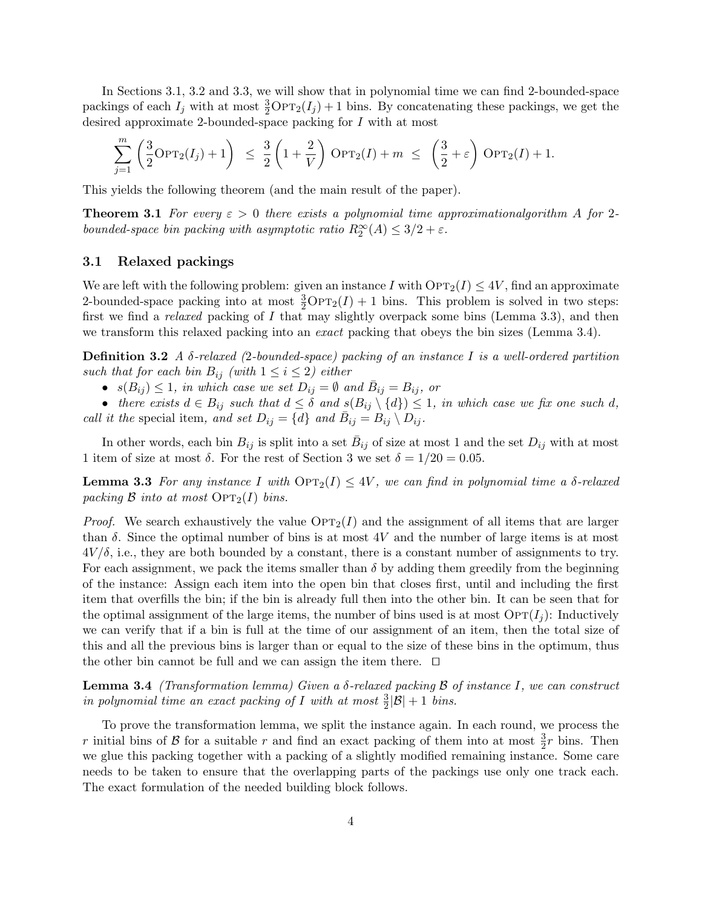In Sections 3.1, 3.2 and 3.3, we will show that in polynomial time we can find 2-bounded-space packings of each $I_j$ with at most $\frac{3}{2}\mathrm{OPT}_2(I_j) + 1$ bins. By concatenating these packings, we get the desired approximate 2-bounded-space packing for $I$ with at most

$$\sum_{j=1}^{m} \left(\frac{3}{2}\mathrm{OPT}_2(I_j) + 1\right) \;\leq\; \frac{3}{2}\left(1 + \frac{2}{V}\right)\mathrm{OPT}_2(I) + m \;\leq\; \left(\frac{3}{2} + \varepsilon\right)\mathrm{OPT}_2(I) + 1.$$

This yields the following theorem (and the main result of the paper).

**Theorem 3.1** *For every $\varepsilon > 0$ there exists a polynomial time approximationalgorithm $A$ for 2-bounded-space bin packing with asymptotic ratio $R_2^\infty(A) \leq 3/2 + \varepsilon$.*

### 3.1 Relaxed packings

We are left with the following problem: given an instance $I$ with $\mathrm{OPT}_2(I) \leq 4V$, find an approximate 2-bounded-space packing into at most $\frac{3}{2}\mathrm{OPT}_2(I) + 1$ bins. This problem is solved in two steps: first we find a *relaxed* packing of $I$ that may slightly overpack some bins (Lemma 3.3), and then we transform this relaxed packing into an *exact* packing that obeys the bin sizes (Lemma 3.4).

**Definition 3.2** *A $\delta$-relaxed (2-bounded-space) packing of an instance $I$ is a well-ordered partition such that for each bin $B_{ij}$ (with $1 \leq i \leq 2$) either*

- *$s(B_{ij}) \leq 1$, in which case we set $D_{ij} = \emptyset$ and $\bar{B}_{ij} = B_{ij}$, or*
- *there exists $d \in B_{ij}$ such that $d \leq \delta$ and $s(B_{ij} \setminus \{d\}) \leq 1$, in which case we fix one such $d$, call it the* special item*, and set $D_{ij} = \{d\}$ and $\bar{B}_{ij} = B_{ij} \setminus D_{ij}$.*

In other words, each bin $B_{ij}$ is split into a set $\bar{B}_{ij}$ of size at most 1 and the set $D_{ij}$ with at most 1 item of size at most $\delta$. For the rest of Section 3 we set $\delta = 1/20 = 0.05$.

**Lemma 3.3** *For any instance $I$ with $\mathrm{OPT}_2(I) \leq 4V$, we can find in polynomial time a $\delta$-relaxed packing $\mathcal{B}$ into at most $\mathrm{OPT}_2(I)$ bins.*

*Proof.* We search exhaustively the value $\mathrm{OPT}_2(I)$ and the assignment of all items that are larger than $\delta$. Since the optimal number of bins is at most $4V$ and the number of large items is at most $4V/\delta$, i.e., they are both bounded by a constant, there is a constant number of assignments to try. For each assignment, we pack the items smaller than $\delta$ by adding them greedily from the beginning of the instance: Assign each item into the open bin that closes first, until and including the first item that overfills the bin; if the bin is already full then into the other bin. It can be seen that for the optimal assignment of the large items, the number of bins used is at most $\mathrm{OPT}(I_j)$: Inductively we can verify that if a bin is full at the time of our assignment of an item, then the total size of this and all the previous bins is larger than or equal to the size of these bins in the optimum, thus the other bin cannot be full and we can assign the item there. $\square$

**Lemma 3.4** *(Transformation lemma) Given a $\delta$-relaxed packing $\mathcal{B}$ of instance $I$, we can construct in polynomial time an exact packing of $I$ with at most $\frac{3}{2}|\mathcal{B}| + 1$ bins.*

To prove the transformation lemma, we split the instance again. In each round, we process the $r$ initial bins of $\mathcal{B}$ for a suitable $r$ and find an exact packing of them into at most $\frac{3}{2}r$ bins. Then we glue this packing together with a packing of a slightly modified remaining instance. Some care needs to be taken to ensure that the overlapping parts of the packings use only one track each. The exact formulation of the needed building block follows.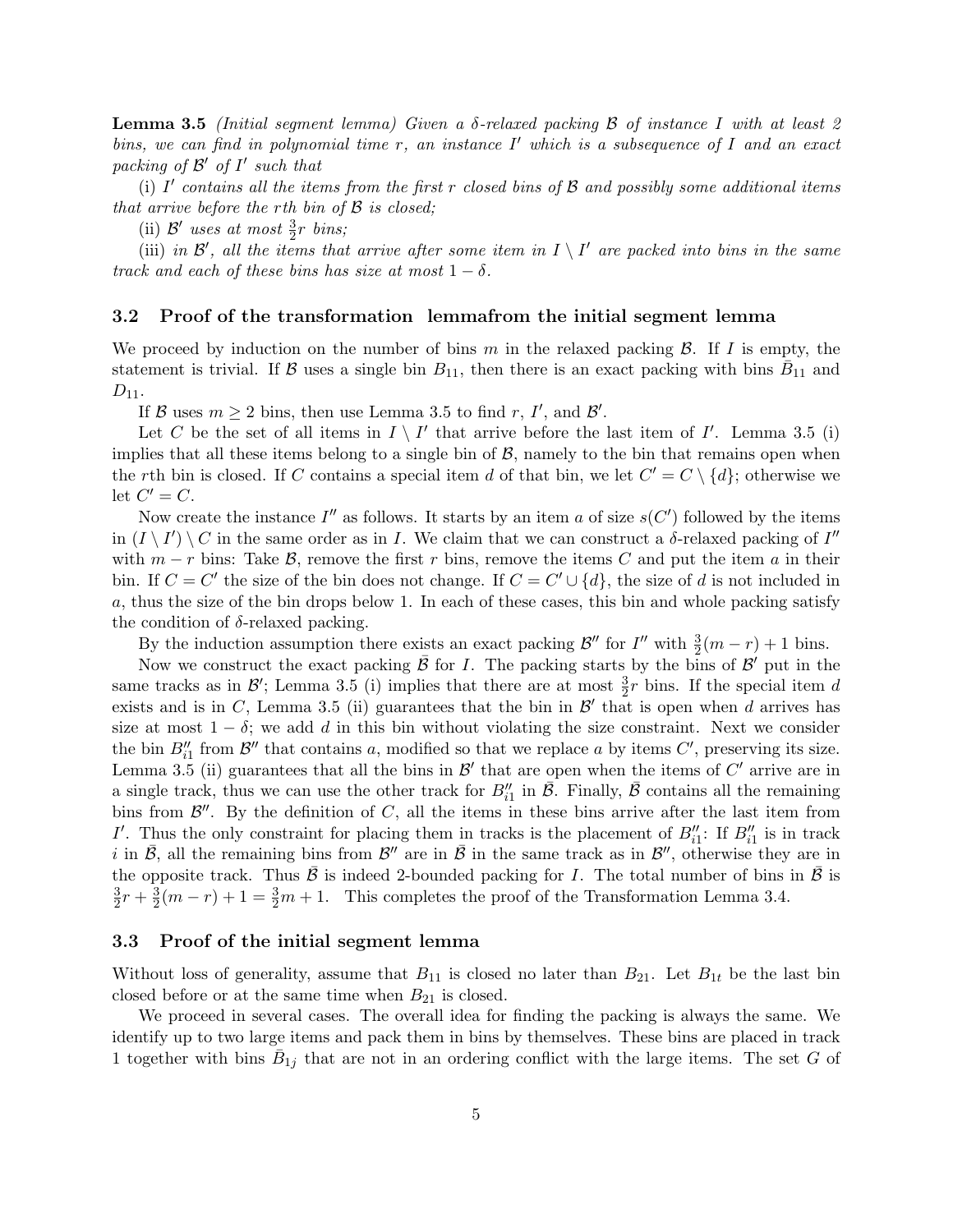**Lemma 3.5** *(Initial segment lemma) Given a $\delta$-relaxed packing $\mathcal{B}$ of instance $I$ with at least 2 bins, we can find in polynomial time $r$, an instance $I'$ which is a subsequence of $I$ and an exact packing of $\mathcal{B}'$ of $I'$ such that*

(i) *$I'$ contains all the items from the first $r$ closed bins of $\mathcal{B}$ and possibly some additional items that arrive before the $r$th bin of $\mathcal{B}$ is closed;*

(ii) *$\mathcal{B}'$ uses at most $\frac{3}{2}r$ bins;*

(iii) *in $\mathcal{B}'$, all the items that arrive after some item in $I \setminus I'$ are packed into bins in the same track and each of these bins has size at most $1 - \delta$.*

### 3.2 Proof of the transformation lemmafrom the initial segment lemma

We proceed by induction on the number of bins $m$ in the relaxed packing $\mathcal{B}$. If $I$ is empty, the statement is trivial. If $\mathcal{B}$ uses a single bin $B_{11}$, then there is an exact packing with bins $\bar{B}_{11}$ and $D_{11}$.

If $\mathcal{B}$ uses $m \geq 2$ bins, then use Lemma 3.5 to find $r$, $I'$, and $\mathcal{B}'$.

Let $C$ be the set of all items in $I \setminus I'$ that arrive before the last item of $I'$. Lemma 3.5 (i) implies that all these items belong to a single bin of $\mathcal{B}$, namely to the bin that remains open when the $r$th bin is closed. If $C$ contains a special item $d$ of that bin, we let $C' = C \setminus \{d\}$; otherwise we let $C' = C$.

Now create the instance $I''$ as follows. It starts by an item $a$ of size $s(C')$ followed by the items in $(I \setminus I') \setminus C$ in the same order as in $I$. We claim that we can construct a $\delta$-relaxed packing of $I''$ with $m - r$ bins: Take $\mathcal{B}$, remove the first $r$ bins, remove the items $C$ and put the item $a$ in their bin. If $C = C'$ the size of the bin does not change. If $C = C' \cup \{d\}$, the size of $d$ is not included in $a$, thus the size of the bin drops below 1. In each of these cases, this bin and whole packing satisfy the condition of $\delta$-relaxed packing.

By the induction assumption there exists an exact packing $\mathcal{B}''$ for $I''$ with $\frac{3}{2}(m - r) + 1$ bins.

Now we construct the exact packing $\bar{\mathcal{B}}$ for $I$. The packing starts by the bins of $\mathcal{B}'$ put in the same tracks as in $\mathcal{B}'$; Lemma 3.5 (i) implies that there are at most $\frac{3}{2}r$ bins. If the special item $d$ exists and is in $C$, Lemma 3.5 (ii) guarantees that the bin in $\mathcal{B}'$ that is open when $d$ arrives has size at most $1 - \delta$; we add $d$ in this bin without violating the size constraint. Next we consider the bin $B''_{i1}$ from $\mathcal{B}''$ that contains $a$, modified so that we replace $a$ by items $C'$, preserving its size. Lemma 3.5 (ii) guarantees that all the bins in $\mathcal{B}'$ that are open when the items of $C'$ arrive are in a single track, thus we can use the other track for $B''_{i1}$ in $\bar{\mathcal{B}}$. Finally, $\bar{\mathcal{B}}$ contains all the remaining bins from $\mathcal{B}''$. By the definition of $C$, all the items in these bins arrive after the last item from $I'$. Thus the only constraint for placing them in tracks is the placement of $B''_{i1}$: If $B''_{i1}$ is in track $i$ in $\bar{\mathcal{B}}$, all the remaining bins from $\mathcal{B}''$ are in $\bar{\mathcal{B}}$ in the same track as in $\mathcal{B}''$, otherwise they are in the opposite track. Thus $\bar{\mathcal{B}}$ is indeed 2-bounded packing for $I$. The total number of bins in $\bar{\mathcal{B}}$ is $\frac{3}{2}r + \frac{3}{2}(m - r) + 1 = \frac{3}{2}m + 1$. This completes the proof of the Transformation Lemma 3.4.

### 3.3 Proof of the initial segment lemma

Without loss of generality, assume that $B_{11}$ is closed no later than $B_{21}$. Let $B_{1t}$ be the last bin closed before or at the same time when $B_{21}$ is closed.

We proceed in several cases. The overall idea for finding the packing is always the same. We identify up to two large items and pack them in bins by themselves. These bins are placed in track 1 together with bins $\bar{B}_{1j}$ that are not in an ordering conflict with the large items. The set $G$ of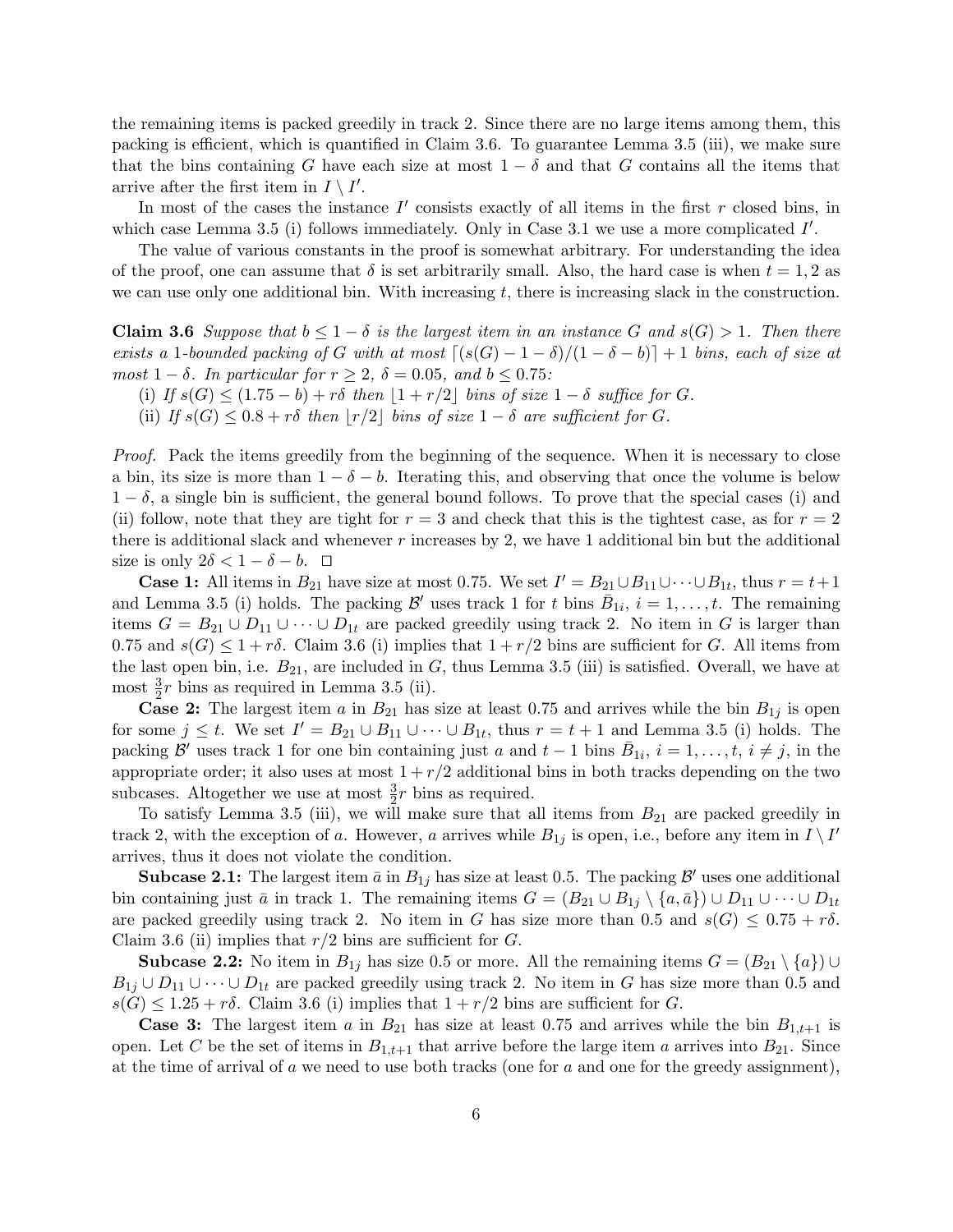the remaining items is packed greedily in track 2. Since there are no large items among them, this packing is efficient, which is quantified in Claim 3.6. To guarantee Lemma 3.5 (iii), we make sure that the bins containing $G$ have each size at most $1-\delta$ and that $G$ contains all the items that arrive after the first item in $I \setminus I'$.

In most of the cases the instance $I'$ consists exactly of all items in the first $r$ closed bins, in which case Lemma 3.5 (i) follows immediately. Only in Case 3.1 we use a more complicated $I'$.

The value of various constants in the proof is somewhat arbitrary. For understanding the idea of the proof, one can assume that $\delta$ is set arbitrarily small. Also, the hard case is when $t = 1, 2$ as we can use only one additional bin. With increasing $t$, there is increasing slack in the construction.

**Claim 3.6** *Suppose that $b \leq 1-\delta$ is the largest item in an instance $G$ and $s(G) > 1$. Then there exists a 1-bounded packing of $G$ with at most $\lceil (s(G) - 1 - \delta)/(1 - \delta - b) \rceil + 1$ bins, each of size at most $1 - \delta$. In particular for $r \geq 2$, $\delta = 0.05$, and $b \leq 0.75$:*

*(i) If $s(G) \leq (1.75 - b) + r\delta$ then $\lfloor 1 + r/2 \rfloor$ bins of size $1-\delta$ suffice for $G$.*

*(ii) If $s(G) \leq 0.8 + r\delta$ then $\lfloor r/2 \rfloor$ bins of size $1-\delta$ are sufficient for $G$.*

*Proof.* Pack the items greedily from the beginning of the sequence. When it is necessary to close a bin, its size is more than $1-\delta-b$. Iterating this, and observing that once the volume is below $1-\delta$, a single bin is sufficient, the general bound follows. To prove that the special cases (i) and (ii) follow, note that they are tight for $r = 3$ and check that this is the tightest case, as for $r = 2$ there is additional slack and whenever $r$ increases by 2, we have 1 additional bin but the additional size is only $2\delta < 1 - \delta - b$. $\square$

**Case 1:** All items in $B_{21}$ have size at most 0.75. We set $I' = B_{21} \cup B_{11} \cup \cdots \cup B_{1t}$, thus $r = t+1$ and Lemma 3.5 (i) holds. The packing $\mathcal{B}'$ uses track 1 for $t$ bins $\bar{B}_{1i}$, $i = 1, \ldots, t$. The remaining items $G = B_{21} \cup D_{11} \cup \cdots \cup D_{1t}$ are packed greedily using track 2. No item in $G$ is larger than 0.75 and $s(G) \leq 1 + r\delta$. Claim 3.6 (i) implies that $1 + r/2$ bins are sufficient for $G$. All items from the last open bin, i.e. $B_{21}$, are included in $G$, thus Lemma 3.5 (iii) is satisfied. Overall, we have at most $\frac{3}{2}r$ bins as required in Lemma 3.5 (ii).

**Case 2:** The largest item $a$ in $B_{21}$ has size at least 0.75 and arrives while the bin $B_{1j}$ is open for some $j \leq t$. We set $I' = B_{21} \cup B_{11} \cup \cdots \cup B_{1t}$, thus $r = t+1$ and Lemma 3.5 (i) holds. The packing $\mathcal{B}'$ uses track 1 for one bin containing just $a$ and $t-1$ bins $\bar{B}_{1i}$, $i = 1, \ldots, t$, $i \neq j$, in the appropriate order; it also uses at most $1 + r/2$ additional bins in both tracks depending on the two subcases. Altogether we use at most $\frac{3}{2}r$ bins as required.

To satisfy Lemma 3.5 (iii), we will make sure that all items from $B_{21}$ are packed greedily in track 2, with the exception of $a$. However, $a$ arrives while $B_{1j}$ is open, i.e., before any item in $I \setminus I'$ arrives, thus it does not violate the condition.

**Subcase 2.1:** The largest item $\bar{a}$ in $B_{1j}$ has size at least 0.5. The packing $\mathcal{B}'$ uses one additional bin containing just $\bar{a}$ in track 1. The remaining items $G = (B_{21} \cup B_{1j} \setminus \{a, \bar{a}\}) \cup D_{11} \cup \cdots \cup D_{1t}$ are packed greedily using track 2. No item in $G$ has size more than 0.5 and $s(G) \leq 0.75 + r\delta$. Claim 3.6 (ii) implies that $r/2$ bins are sufficient for $G$.

**Subcase 2.2:** No item in $B_{1j}$ has size 0.5 or more. All the remaining items $G = (B_{21} \setminus \{a\}) \cup B_{1j} \cup D_{11} \cup \cdots \cup D_{1t}$ are packed greedily using track 2. No item in $G$ has size more than 0.5 and $s(G) \leq 1.25 + r\delta$. Claim 3.6 (i) implies that $1 + r/2$ bins are sufficient for $G$.

**Case 3:** The largest item $a$ in $B_{21}$ has size at least 0.75 and arrives while the bin $B_{1,t+1}$ is open. Let $C$ be the set of items in $B_{1,t+1}$ that arrive before the large item $a$ arrives into $B_{21}$. Since at the time of arrival of $a$ we need to use both tracks (one for $a$ and one for the greedy assignment),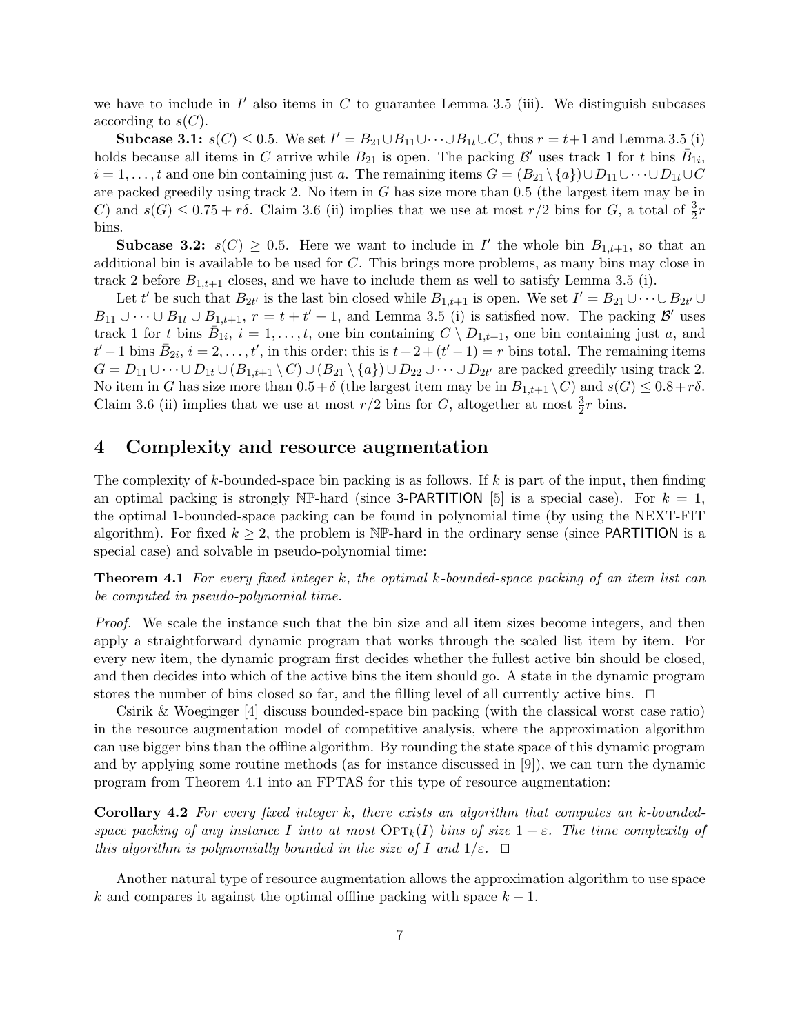we have to include in $I'$ also items in $C$ to guarantee Lemma 3.5 (iii). We distinguish subcases according to $s(C)$.

**Subcase 3.1:** $s(C) \leq 0.5$. We set $I' = B_{21} \cup B_{11} \cup \cdots \cup B_{1t} \cup C$, thus $r = t+1$ and Lemma 3.5 (i) holds because all items in $C$ arrive while $B_{21}$ is open. The packing $\mathcal{B}'$ uses track 1 for $t$ bins $\bar{B}_{1i}$, $i = 1, \ldots, t$ and one bin containing just $a$. The remaining items $G = (B_{21} \setminus \{a\}) \cup D_{11} \cup \cdots \cup D_{1t} \cup C$ are packed greedily using track 2. No item in $G$ has size more than 0.5 (the largest item may be in $C$) and $s(G) \leq 0.75 + r\delta$. Claim 3.6 (ii) implies that we use at most $r/2$ bins for $G$, a total of $\frac{3}{2}r$ bins.

**Subcase 3.2:** $s(C) \geq 0.5$. Here we want to include in $I'$ the whole bin $B_{1,t+1}$, so that an additional bin is available to be used for $C$. This brings more problems, as many bins may close in track 2 before $B_{1,t+1}$ closes, and we have to include them as well to satisfy Lemma 3.5 (i).

Let $t'$ be such that $B_{2t'}$ is the last bin closed while $B_{1,t+1}$ is open. We set $I' = B_{21} \cup \cdots \cup B_{2t'} \cup B_{11} \cup \cdots \cup B_{1t} \cup B_{1,t+1}$, $r = t + t' + 1$, and Lemma 3.5 (i) is satisfied now. The packing $\mathcal{B}'$ uses track 1 for $t$ bins $\bar{B}_{1i}$, $i = 1, \ldots, t$, one bin containing $C \setminus D_{1,t+1}$, one bin containing just $a$, and $t'-1$ bins $\bar{B}_{2i}$, $i = 2, \ldots, t'$, in this order; this is $t + 2 + (t'-1) = r$ bins total. The remaining items $G = D_{11} \cup \cdots \cup D_{1t} \cup (B_{1,t+1} \setminus C) \cup (B_{21} \setminus \{a\}) \cup D_{22} \cup \cdots \cup D_{2t'}$ are packed greedily using track 2. No item in $G$ has size more than $0.5 + \delta$ (the largest item may be in $B_{1,t+1} \setminus C$) and $s(G) \leq 0.8 + r\delta$. Claim 3.6 (ii) implies that we use at most $r/2$ bins for $G$, altogether at most $\frac{3}{2}r$ bins.

# 4 Complexity and resource augmentation

The complexity of $k$-bounded-space bin packing is as follows. If $k$ is part of the input, then finding an optimal packing is strongly $\mathbb{NP}$-hard (since 3-PARTITION [5] is a special case). For $k = 1$, the optimal 1-bounded-space packing can be found in polynomial time (by using the NEXT-FIT algorithm). For fixed $k \geq 2$, the problem is $\mathbb{NP}$-hard in the ordinary sense (since PARTITION is a special case) and solvable in pseudo-polynomial time:

**Theorem 4.1** *For every fixed integer $k$, the optimal $k$-bounded-space packing of an item list can be computed in pseudo-polynomial time.*

*Proof.* We scale the instance such that the bin size and all item sizes become integers, and then apply a straightforward dynamic program that works through the scaled list item by item. For every new item, the dynamic program first decides whether the fullest active bin should be closed, and then decides into which of the active bins the item should go. A state in the dynamic program stores the number of bins closed so far, and the filling level of all currently active bins. □

Csirik & Woeginger [4] discuss bounded-space bin packing (with the classical worst case ratio) in the resource augmentation model of competitive analysis, where the approximation algorithm can use bigger bins than the offline algorithm. By rounding the state space of this dynamic program and by applying some routine methods (as for instance discussed in [9]), we can turn the dynamic program from Theorem 4.1 into an FPTAS for this type of resource augmentation:

**Corollary 4.2** *For every fixed integer $k$, there exists an algorithm that computes an $k$-bounded-space packing of any instance $I$ into at most $\mathrm{OPT}_k(I)$ bins of size $1 + \varepsilon$. The time complexity of this algorithm is polynomially bounded in the size of $I$ and $1/\varepsilon$.* □

Another natural type of resource augmentation allows the approximation algorithm to use space $k$ and compares it against the optimal offline packing with space $k - 1$.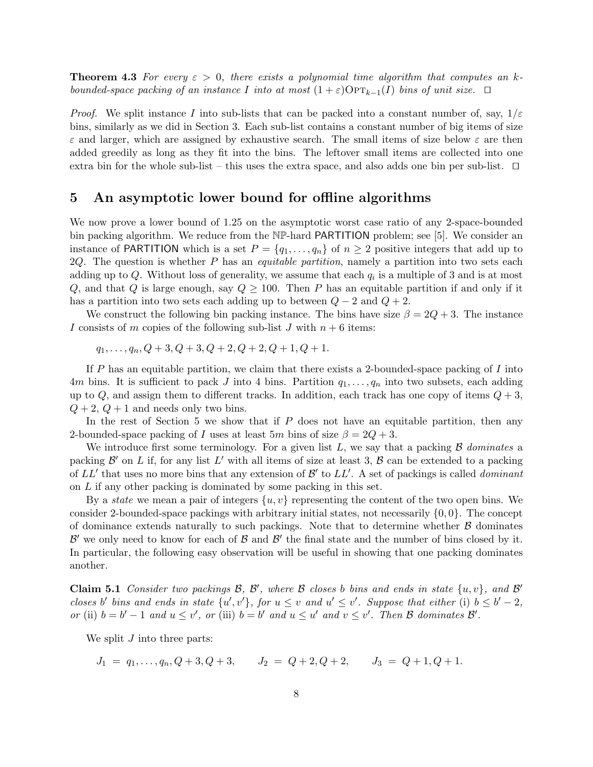**Theorem 4.3** *For every $\varepsilon > 0$, there exists a polynomial time algorithm that computes an $k$-bounded-space packing of an instance $I$ into at most $(1+\varepsilon)\text{OPT}_{k-1}(I)$ bins of unit size.* $\square$

*Proof.* We split instance $I$ into sub-lists that can be packed into a constant number of, say, $1/\varepsilon$ bins, similarly as we did in Section 3. Each sub-list contains a constant number of big items of size $\varepsilon$ and larger, which are assigned by exhaustive search. The small items of size below $\varepsilon$ are then added greedily as long as they fit into the bins. The leftover small items are collected into one extra bin for the whole sub-list – this uses the extra space, and also adds one bin per sub-list. $\square$

# 5 An asymptotic lower bound for offline algorithms

We now prove a lower bound of 1.25 on the asymptotic worst case ratio of any 2-space-bounded bin packing algorithm. We reduce from the $\mathbb{NP}$-hard PARTITION problem; see [5]. We consider an instance of PARTITION which is a set $P = \{q_1, \ldots, q_n\}$ of $n \geq 2$ positive integers that add up to $2Q$. The question is whether $P$ has an *equitable partition*, namely a partition into two sets each adding up to $Q$. Without loss of generality, we assume that each $q_i$ is a multiple of 3 and is at most $Q$, and that $Q$ is large enough, say $Q \geq 100$. Then $P$ has an equitable partition if and only if it has a partition into two sets each adding up to between $Q-2$ and $Q+2$.

We construct the following bin packing instance. The bins have size $\beta = 2Q + 3$. The instance $I$ consists of $m$ copies of the following sub-list $J$ with $n+6$ items:

$$q_1, \ldots, q_n, Q+3, Q+3, Q+2, Q+2, Q+1, Q+1.$$

If $P$ has an equitable partition, we claim that there exists a 2-bounded-space packing of $I$ into $4m$ bins. It is sufficient to pack $J$ into 4 bins. Partition $q_1, \ldots, q_n$ into two subsets, each adding up to $Q$, and assign them to different tracks. In addition, each track has one copy of items $Q+3$, $Q+2$, $Q+1$ and needs only two bins.

In the rest of Section 5 we show that if $P$ does not have an equitable partition, then any 2-bounded-space packing of $I$ uses at least $5m$ bins of size $\beta = 2Q + 3$.

We introduce first some terminology. For a given list $L$, we say that a packing $\mathcal{B}$ *dominates* a packing $\mathcal{B}'$ on $L$ if, for any list $L'$ with all items of size at least 3, $\mathcal{B}$ can be extended to a packing of $LL'$ that uses no more bins that any extension of $\mathcal{B}'$ to $LL'$. A set of packings is called *dominant* on $L$ if any other packing is dominated by some packing in this set.

By a *state* we mean a pair of integers $\{u, v\}$ representing the content of the two open bins. We consider 2-bounded-space packings with arbitrary initial states, not necessarily $\{0, 0\}$. The concept of dominance extends naturally to such packings. Note that to determine whether $\mathcal{B}$ dominates $\mathcal{B}'$ we only need to know for each of $\mathcal{B}$ and $\mathcal{B}'$ the final state and the number of bins closed by it. In particular, the following easy observation will be useful in showing that one packing dominates another.

**Claim 5.1** *Consider two packings $\mathcal{B}$, $\mathcal{B}'$, where $\mathcal{B}$ closes $b$ bins and ends in state $\{u, v\}$, and $\mathcal{B}'$ closes $b'$ bins and ends in state $\{u', v'\}$, for $u \leq v$ and $u' \leq v'$. Suppose that either* (i) $b \leq b' - 2$, *or* (ii) $b = b' - 1$ *and $u \leq v'$, or* (iii) $b = b'$ *and $u \leq u'$ and $v \leq v'$. Then $\mathcal{B}$ dominates $\mathcal{B}'$.*

We split $J$ into three parts:

$$J_1 \;=\; q_1, \ldots, q_n, Q+3, Q+3, \qquad J_2 \;=\; Q+2, Q+2, \qquad J_3 \;=\; Q+1, Q+1.$$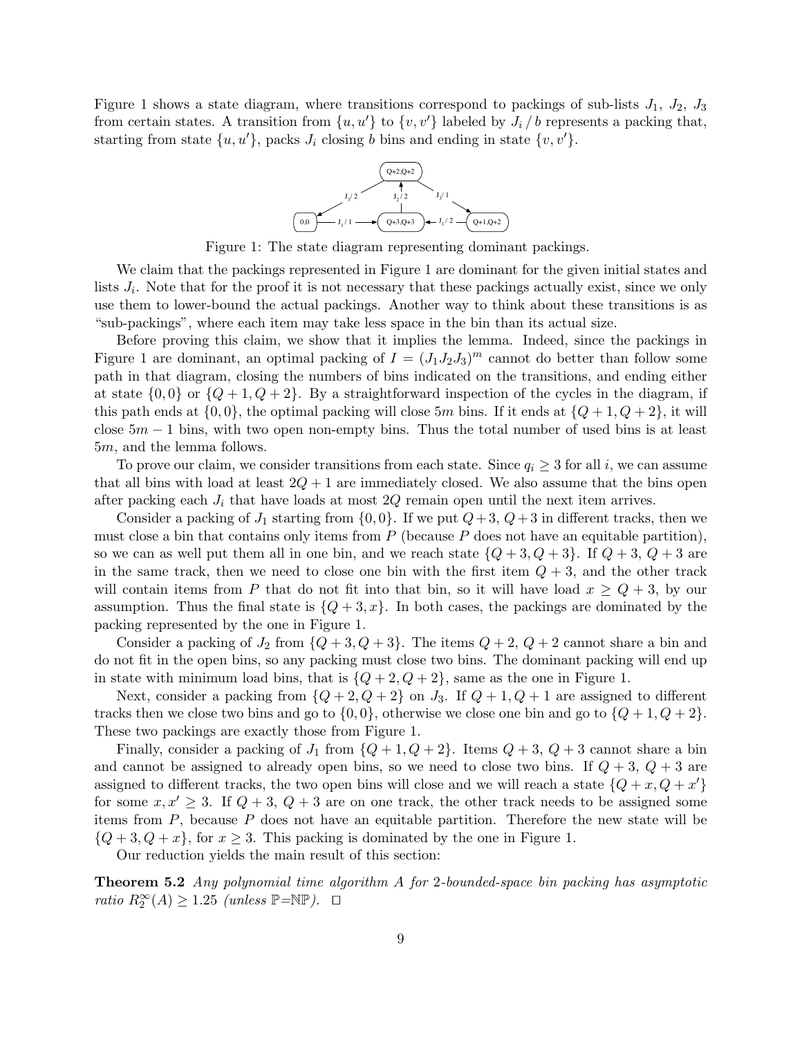Figure 1 shows a state diagram, where transitions correspond to packings of sub-lists $J_1$, $J_2$, $J_3$ from certain states. A transition from $\{u, u'\}$ to $\{v, v'\}$ labeled by $J_i \,/\, b$ represents a packing that, starting from state $\{u, u'\}$, packs $J_i$ closing $b$ bins and ending in state $\{v, v'\}$.

Figure 1: The state diagram representing dominant packings.

We claim that the packings represented in Figure 1 are dominant for the given initial states and lists $J_i$. Note that for the proof it is not necessary that these packings actually exist, since we only use them to lower-bound the actual packings. Another way to think about these transitions is as "sub-packings", where each item may take less space in the bin than its actual size.

Before proving this claim, we show that it implies the lemma. Indeed, since the packings in Figure 1 are dominant, an optimal packing of $I = (J_1J_2J_3)^m$ cannot do better than follow some path in that diagram, closing the numbers of bins indicated on the transitions, and ending either at state $\{0, 0\}$ or $\{Q + 1, Q + 2\}$. By a straightforward inspection of the cycles in the diagram, if this path ends at $\{0, 0\}$, the optimal packing will close $5m$ bins. If it ends at $\{Q + 1, Q + 2\}$, it will close $5m - 1$ bins, with two open non-empty bins. Thus the total number of used bins is at least $5m$, and the lemma follows.

To prove our claim, we consider transitions from each state. Since $q_i \geq 3$ for all $i$, we can assume that all bins with load at least $2Q + 1$ are immediately closed. We also assume that the bins open after packing each $J_i$ that have loads at most $2Q$ remain open until the next item arrives.

Consider a packing of $J_1$ starting from $\{0, 0\}$. If we put $Q + 3$, $Q + 3$ in different tracks, then we must close a bin that contains only items from $P$ (because $P$ does not have an equitable partition), so we can as well put them all in one bin, and we reach state $\{Q + 3, Q + 3\}$. If $Q + 3$, $Q + 3$ are in the same track, then we need to close one bin with the first item $Q + 3$, and the other track will contain items from $P$ that do not fit into that bin, so it will have load $x \geq Q + 3$, by our assumption. Thus the final state is $\{Q + 3, x\}$. In both cases, the packings are dominated by the packing represented by the one in Figure 1.

Consider a packing of $J_2$ from $\{Q + 3, Q + 3\}$. The items $Q + 2$, $Q + 2$ cannot share a bin and do not fit in the open bins, so any packing must close two bins. The dominant packing will end up in state with minimum load bins, that is $\{Q + 2, Q + 2\}$, same as the one in Figure 1.

Next, consider a packing from $\{Q + 2, Q + 2\}$ on $J_3$. If $Q + 1$, $Q + 1$ are assigned to different tracks then we close two bins and go to $\{0, 0\}$, otherwise we close one bin and go to $\{Q + 1, Q + 2\}$. These two packings are exactly those from Figure 1.

Finally, consider a packing of $J_1$ from $\{Q + 1, Q + 2\}$. Items $Q + 3$, $Q + 3$ cannot share a bin and cannot be assigned to already open bins, so we need to close two bins. If $Q + 3$, $Q + 3$ are assigned to different tracks, the two open bins will close and we will reach a state $\{Q + x, Q + x'\}$ for some $x, x' \geq 3$. If $Q + 3$, $Q + 3$ are on one track, the other track needs to be assigned some items from $P$, because $P$ does not have an equitable partition. Therefore the new state will be $\{Q + 3, Q + x\}$, for $x \geq 3$. This packing is dominated by the one in Figure 1.

Our reduction yields the main result of this section:

**Theorem 5.2** *Any polynomial time algorithm $A$ for 2-bounded-space bin packing has asymptotic ratio $R_2^\infty(A) \geq 1.25$ (unless $\mathbb{P}=\mathbb{NP}$).* □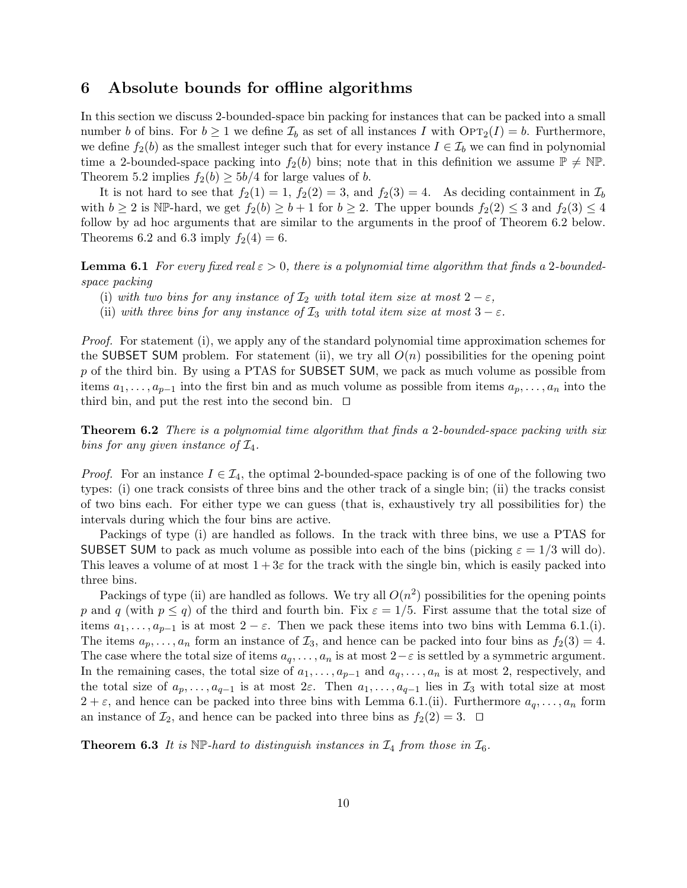## 6 Absolute bounds for offline algorithms

In this section we discuss 2-bounded-space bin packing for instances that can be packed into a small number $b$ of bins. For $b \geq 1$ we define $\mathcal{I}_b$ as set of all instances $I$ with $\mathrm{OPT}_2(I) = b$. Furthermore, we define $f_2(b)$ as the smallest integer such that for every instance $I \in \mathcal{I}_b$ we can find in polynomial time a 2-bounded-space packing into $f_2(b)$ bins; note that in this definition we assume $\mathbb{P} \neq \mathbb{NP}$. Theorem 5.2 implies $f_2(b) \geq 5b/4$ for large values of $b$.

It is not hard to see that $f_2(1) = 1$, $f_2(2) = 3$, and $f_2(3) = 4$. As deciding containment in $\mathcal{I}_b$ with $b \geq 2$ is $\mathbb{NP}$-hard, we get $f_2(b) \geq b + 1$ for $b \geq 2$. The upper bounds $f_2(2) \leq 3$ and $f_2(3) \leq 4$ follow by ad hoc arguments that are similar to the arguments in the proof of Theorem 6.2 below. Theorems 6.2 and 6.3 imply $f_2(4) = 6$.

**Lemma 6.1** *For every fixed real $\varepsilon > 0$, there is a polynomial time algorithm that finds a 2-bounded-space packing*

(i) *with two bins for any instance of $\mathcal{I}_2$ with total item size at most $2 - \varepsilon$,*

(ii) *with three bins for any instance of $\mathcal{I}_3$ with total item size at most $3 - \varepsilon$.*

*Proof.* For statement (i), we apply any of the standard polynomial time approximation schemes for the SUBSET SUM problem. For statement (ii), we try all $O(n)$ possibilities for the opening point $p$ of the third bin. By using a PTAS for SUBSET SUM, we pack as much volume as possible from items $a_1, \ldots, a_{p-1}$ into the first bin and as much volume as possible from items $a_p, \ldots, a_n$ into the third bin, and put the rest into the second bin. □

**Theorem 6.2** *There is a polynomial time algorithm that finds a 2-bounded-space packing with six bins for any given instance of $\mathcal{I}_4$.*

*Proof.* For an instance $I \in \mathcal{I}_4$, the optimal 2-bounded-space packing is of one of the following two types: (i) one track consists of three bins and the other track of a single bin; (ii) the tracks consist of two bins each. For either type we can guess (that is, exhaustively try all possibilities for) the intervals during which the four bins are active.

Packings of type (i) are handled as follows. In the track with three bins, we use a PTAS for SUBSET SUM to pack as much volume as possible into each of the bins (picking $\varepsilon = 1/3$ will do). This leaves a volume of at most $1 + 3\varepsilon$ for the track with the single bin, which is easily packed into three bins.

Packings of type (ii) are handled as follows. We try all $O(n^2)$ possibilities for the opening points $p$ and $q$ (with $p \leq q$) of the third and fourth bin. Fix $\varepsilon = 1/5$. First assume that the total size of items $a_1, \ldots, a_{p-1}$ is at most $2 - \varepsilon$. Then we pack these items into two bins with Lemma 6.1.(i). The items $a_p, \ldots, a_n$ form an instance of $\mathcal{I}_3$, and hence can be packed into four bins as $f_2(3) = 4$. The case where the total size of items $a_q, \ldots, a_n$ is at most $2 - \varepsilon$ is settled by a symmetric argument. In the remaining cases, the total size of $a_1, \ldots, a_{p-1}$ and $a_q, \ldots, a_n$ is at most 2, respectively, and the total size of $a_p, \ldots, a_{q-1}$ is at most $2\varepsilon$. Then $a_1, \ldots, a_{q-1}$ lies in $\mathcal{I}_3$ with total size at most $2 + \varepsilon$, and hence can be packed into three bins with Lemma 6.1.(ii). Furthermore $a_q, \ldots, a_n$ form an instance of $\mathcal{I}_2$, and hence can be packed into three bins as $f_2(2) = 3$. □

**Theorem 6.3** *It is $\mathbb{NP}$-hard to distinguish instances in $\mathcal{I}_4$ from those in $\mathcal{I}_6$.*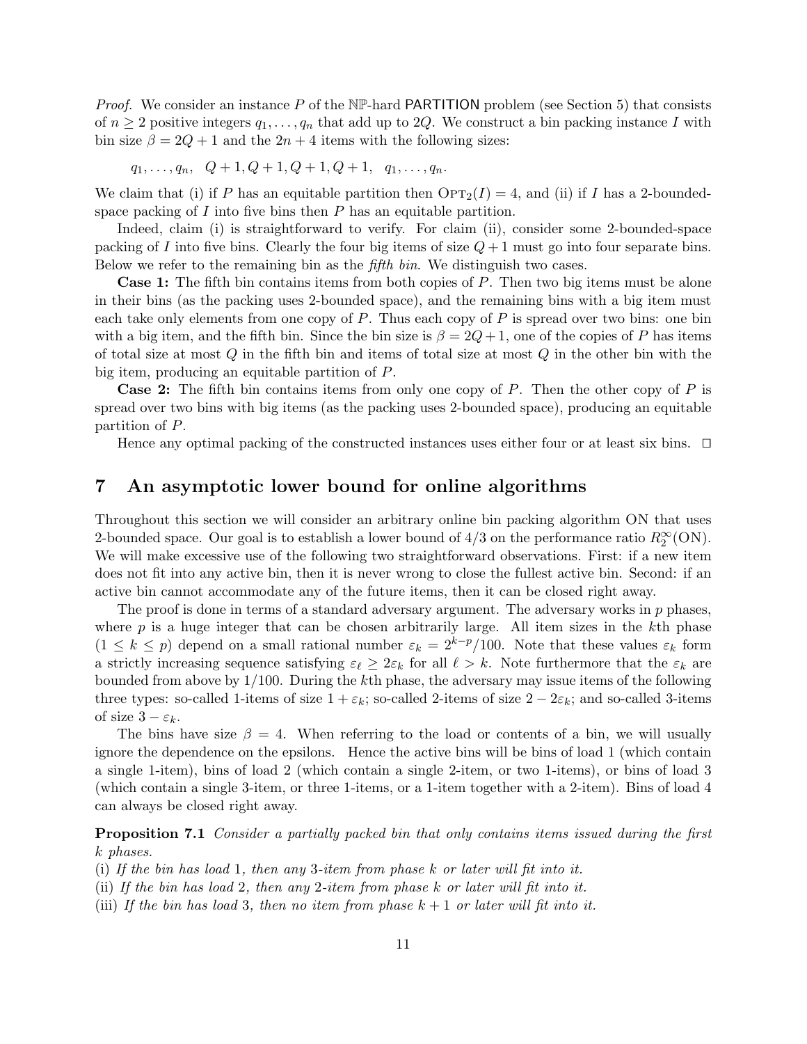*Proof.* We consider an instance $P$ of the $\mathbb{NP}$-hard PARTITION problem (see Section 5) that consists of $n \geq 2$ positive integers $q_1, \ldots, q_n$ that add up to $2Q$. We construct a bin packing instance $I$ with bin size $\beta = 2Q + 1$ and the $2n + 4$ items with the following sizes:

$$q_1, \ldots, q_n, \quad Q+1, Q+1, Q+1, Q+1, \quad q_1, \ldots, q_n.$$

We claim that (i) if $P$ has an equitable partition then $\text{OPT}_2(I) = 4$, and (ii) if $I$ has a 2-bounded-space packing of $I$ into five bins then $P$ has an equitable partition.

Indeed, claim (i) is straightforward to verify. For claim (ii), consider some 2-bounded-space packing of $I$ into five bins. Clearly the four big items of size $Q + 1$ must go into four separate bins. Below we refer to the remaining bin as the *fifth bin*. We distinguish two cases.

**Case 1:** The fifth bin contains items from both copies of $P$. Then two big items must be alone in their bins (as the packing uses 2-bounded space), and the remaining bins with a big item must each take only elements from one copy of $P$. Thus each copy of $P$ is spread over two bins: one bin with a big item, and the fifth bin. Since the bin size is $\beta = 2Q + 1$, one of the copies of $P$ has items of total size at most $Q$ in the fifth bin and items of total size at most $Q$ in the other bin with the big item, producing an equitable partition of $P$.

**Case 2:** The fifth bin contains items from only one copy of $P$. Then the other copy of $P$ is spread over two bins with big items (as the packing uses 2-bounded space), producing an equitable partition of $P$.

Hence any optimal packing of the constructed instances uses either four or at least six bins. $\square$

## 7 An asymptotic lower bound for online algorithms

Throughout this section we will consider an arbitrary online bin packing algorithm ON that uses 2-bounded space. Our goal is to establish a lower bound of $4/3$ on the performance ratio $R_2^\infty(\text{ON})$. We will make excessive use of the following two straightforward observations. First: if a new item does not fit into any active bin, then it is never wrong to close the fullest active bin. Second: if an active bin cannot accommodate any of the future items, then it can be closed right away.

The proof is done in terms of a standard adversary argument. The adversary works in $p$ phases, where $p$ is a huge integer that can be chosen arbitrarily large. All item sizes in the $k$th phase ($1 \leq k \leq p$) depend on a small rational number $\varepsilon_k = 2^{k-p}/100$. Note that these values $\varepsilon_k$ form a strictly increasing sequence satisfying $\varepsilon_\ell \geq 2\varepsilon_k$ for all $\ell > k$. Note furthermore that the $\varepsilon_k$ are bounded from above by $1/100$. During the $k$th phase, the adversary may issue items of the following three types: so-called 1-items of size $1 + \varepsilon_k$; so-called 2-items of size $2 - 2\varepsilon_k$; and so-called 3-items of size $3 - \varepsilon_k$.

The bins have size $\beta = 4$. When referring to the load or contents of a bin, we will usually ignore the dependence on the epsilons. Hence the active bins will be bins of load 1 (which contain a single 1-item), bins of load 2 (which contain a single 2-item, or two 1-items), or bins of load 3 (which contain a single 3-item, or three 1-items, or a 1-item together with a 2-item). Bins of load 4 can always be closed right away.

**Proposition 7.1** *Consider a partially packed bin that only contains items issued during the first $k$ phases.*
(i) *If the bin has load 1, then any 3-item from phase $k$ or later will fit into it.*
(ii) *If the bin has load 2, then any 2-item from phase $k$ or later will fit into it.*
(iii) *If the bin has load 3, then no item from phase $k+1$ or later will fit into it.*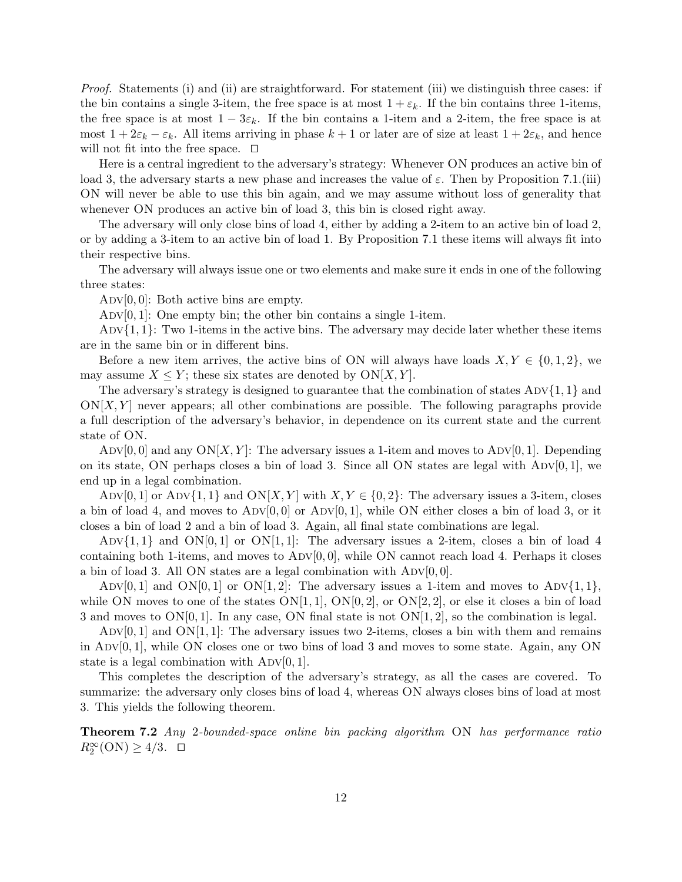*Proof.* Statements (i) and (ii) are straightforward. For statement (iii) we distinguish three cases: if the bin contains a single 3-item, the free space is at most $1+\varepsilon_k$. If the bin contains three 1-items, the free space is at most $1-3\varepsilon_k$. If the bin contains a 1-item and a 2-item, the free space is at most $1+2\varepsilon_k-\varepsilon_k$. All items arriving in phase $k+1$ or later are of size at least $1+2\varepsilon_k$, and hence will not fit into the free space. □

Here is a central ingredient to the adversary's strategy: Whenever ON produces an active bin of load 3, the adversary starts a new phase and increases the value of $\varepsilon$. Then by Proposition 7.1.(iii) ON will never be able to use this bin again, and we may assume without loss of generality that whenever ON produces an active bin of load 3, this bin is closed right away.

The adversary will only close bins of load 4, either by adding a 2-item to an active bin of load 2, or by adding a 3-item to an active bin of load 1. By Proposition 7.1 these items will always fit into their respective bins.

The adversary will always issue one or two elements and make sure it ends in one of the following three states:

ADV[0, 0]: Both active bins are empty.

ADV[0, 1]: One empty bin; the other bin contains a single 1-item.

ADV{1, 1}: Two 1-items in the active bins. The adversary may decide later whether these items are in the same bin or in different bins.

Before a new item arrives, the active bins of ON will always have loads $X, Y \in \{0, 1, 2\}$, we may assume $X \le Y$; these six states are denoted by ON$[X, Y]$.

The adversary's strategy is designed to guarantee that the combination of states ADV{1, 1} and ON$[X, Y]$ never appears; all other combinations are possible. The following paragraphs provide a full description of the adversary's behavior, in dependence on its current state and the current state of ON.

ADV[0, 0] and any ON$[X, Y]$: The adversary issues a 1-item and moves to ADV[0, 1]. Depending on its state, ON perhaps closes a bin of load 3. Since all ON states are legal with ADV[0, 1], we end up in a legal combination.

ADV[0, 1] or ADV{1, 1} and ON$[X, Y]$ with $X, Y \in \{0, 2\}$: The adversary issues a 3-item, closes a bin of load 4, and moves to ADV[0, 0] or ADV[0, 1], while ON either closes a bin of load 3, or it closes a bin of load 2 and a bin of load 3. Again, all final state combinations are legal.

ADV{1, 1} and ON[0, 1] or ON[1, 1]: The adversary issues a 2-item, closes a bin of load 4 containing both 1-items, and moves to ADV[0, 0], while ON cannot reach load 4. Perhaps it closes a bin of load 3. All ON states are a legal combination with ADV[0, 0].

ADV[0, 1] and ON[0, 1] or ON[1, 2]: The adversary issues a 1-item and moves to ADV{1, 1}, while ON moves to one of the states ON[1, 1], ON[0, 2], or ON[2, 2], or else it closes a bin of load 3 and moves to ON[0, 1]. In any case, ON final state is not ON[1, 2], so the combination is legal.

ADV[0, 1] and ON[1, 1]: The adversary issues two 2-items, closes a bin with them and remains in ADV[0, 1], while ON closes one or two bins of load 3 and moves to some state. Again, any ON state is a legal combination with ADV[0, 1].

This completes the description of the adversary's strategy, as all the cases are covered. To summarize: the adversary only closes bins of load 4, whereas ON always closes bins of load at most 3. This yields the following theorem.

**Theorem 7.2** *Any 2-bounded-space online bin packing algorithm* ON *has performance ratio* $R_2^\infty(\mathrm{ON}) \ge 4/3$. □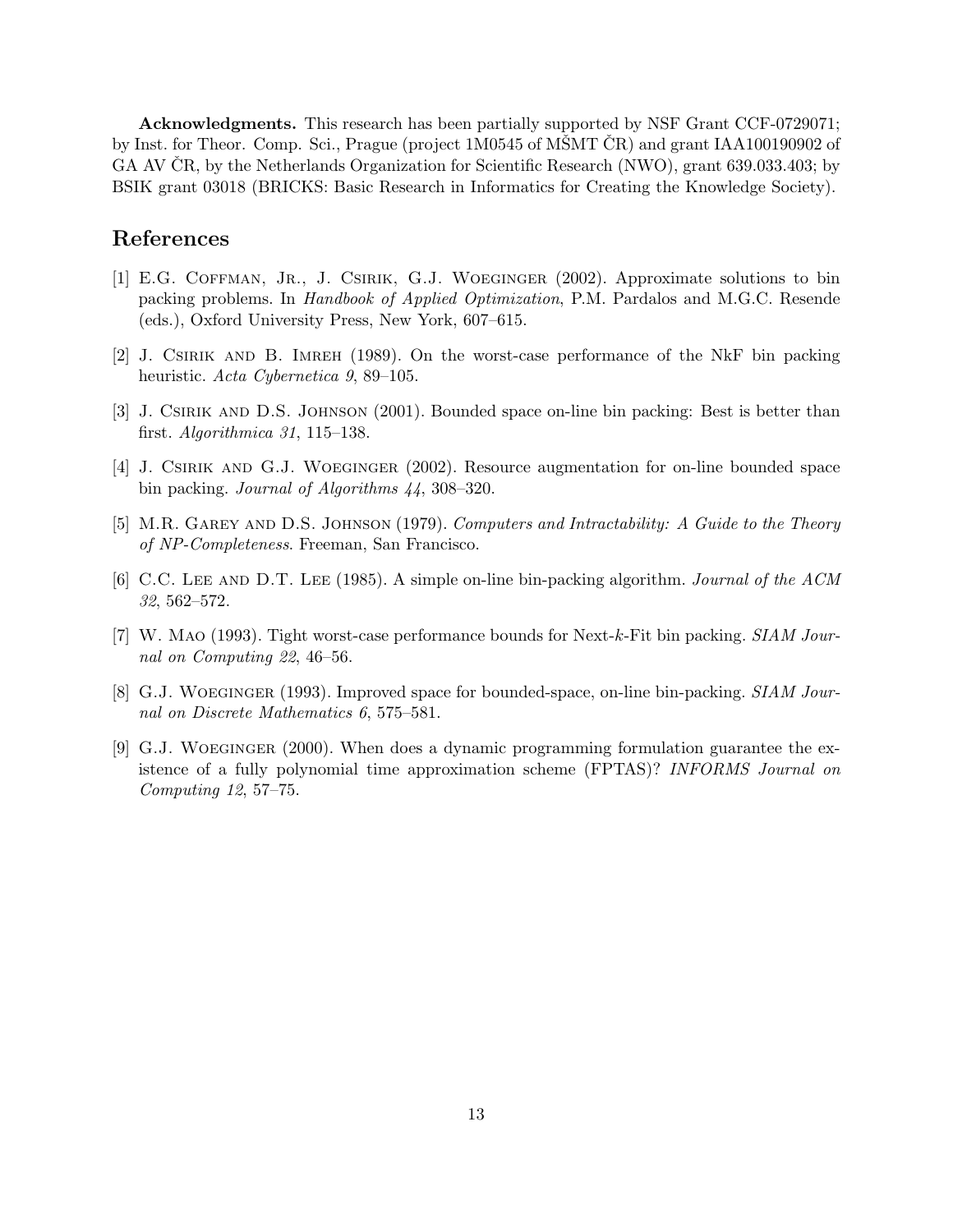**Acknowledgments.** This research has been partially supported by NSF Grant CCF-0729071; by Inst. for Theor. Comp. Sci., Prague (project 1M0545 of MŠMT ČR) and grant IAA100190902 of GA AV ČR, by the Netherlands Organization for Scientific Research (NWO), grant 639.033.403; by BSIK grant 03018 (BRICKS: Basic Research in Informatics for Creating the Knowledge Society).

## References

[1] E.G. Coffman, Jr., J. Csirik, G.J. Woeginger (2002). Approximate solutions to bin packing problems. In *Handbook of Applied Optimization*, P.M. Pardalos and M.G.C. Resende (eds.), Oxford University Press, New York, 607–615.

[2] J. Csirik and B. Imreh (1989). On the worst-case performance of the NkF bin packing heuristic. *Acta Cybernetica 9*, 89–105.

[3] J. Csirik and D.S. Johnson (2001). Bounded space on-line bin packing: Best is better than first. *Algorithmica 31*, 115–138.

[4] J. Csirik and G.J. Woeginger (2002). Resource augmentation for on-line bounded space bin packing. *Journal of Algorithms 44*, 308–320.

[5] M.R. Garey and D.S. Johnson (1979). *Computers and Intractability: A Guide to the Theory of NP-Completeness*. Freeman, San Francisco.

[6] C.C. Lee and D.T. Lee (1985). A simple on-line bin-packing algorithm. *Journal of the ACM 32*, 562–572.

[7] W. Mao (1993). Tight worst-case performance bounds for Next-$k$-Fit bin packing. *SIAM Journal on Computing 22*, 46–56.

[8] G.J. Woeginger (1993). Improved space for bounded-space, on-line bin-packing. *SIAM Journal on Discrete Mathematics 6*, 575–581.

[9] G.J. Woeginger (2000). When does a dynamic programming formulation guarantee the existence of a fully polynomial time approximation scheme (FPTAS)? *INFORMS Journal on Computing 12*, 57–75.